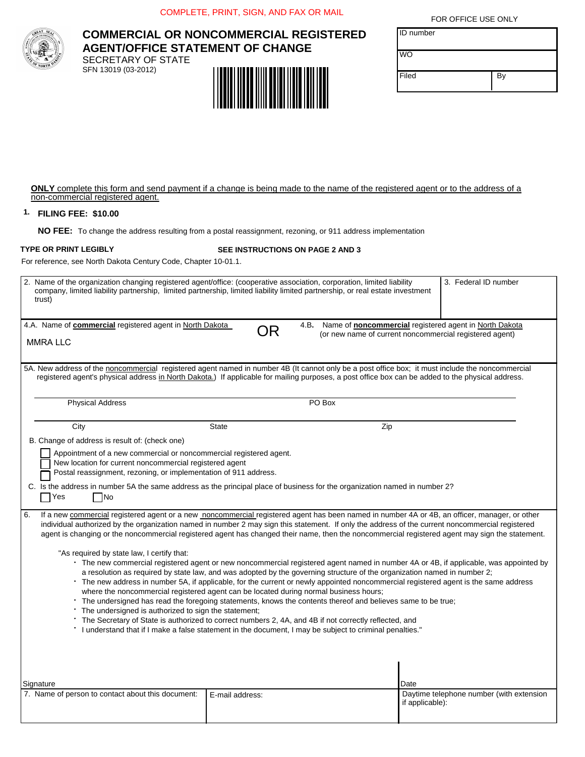COMPLETE, PRINT, SIGN, AND FAX OR MAIL

FOR OFFICE USE ONLY

| ID number | |
|---|---|
| WO | |
| Filed | By |

# COMMERCIAL OR NONCOMMERCIAL REGISTERED AGENT/OFFICE STATEMENT OF CHANGE

SECRETARY OF STATE
SFN 13019 (03-2012)

**ONLY** complete this form and send payment if a change is being made to the name of the registered agent or to the address of a non-commercial registered agent.

1. **FILING FEE: $10.00**

**NO FEE:** To change the address resulting from a postal reassignment, rezoning, or 911 address implementation

**TYPE OR PRINT LEGIBLY** **SEE INSTRUCTIONS ON PAGE 2 AND 3**

For reference, see North Dakota Century Code, Chapter 10-01.1.

2. Name of the organization changing registered agent/office: (cooperative association, corporation, limited liability company, limited liability partnership, limited partnership, limited liability limited partnership, or real estate investment trust)

3. Federal ID number

4.A. Name of **commercial** registered agent in North Dakota

MMRA LLC

OR

4.B. Name of **noncommercial** registered agent in North Dakota (or new name of current noncommercial registered agent)

5A. New address of the noncommercial registered agent named in number 4B (It cannot only be a post office box; it must include the noncommercial registered agent's physical address in North Dakota.) If applicable for mailing purposes, a post office box can be added to the physical address.

Physical Address | PO Box

City | State | Zip

B. Change of address is result of: (check one)

- ☐ Appointment of a new commercial or noncommercial registered agent.
- ☐ New location for current noncommercial registered agent
- ☐ Postal reassignment, rezoning, or implementation of 911 address.

C. Is the address in number 5A the same address as the principal place of business for the organization named in number 2?

☐ Yes ☐ No

6. If a new commercial registered agent or a new noncommercial registered agent has been named in number 4A or 4B, an officer, manager, or other individual authorized by the organization named in number 2 may sign this statement. If only the address of the current noncommercial registered agent is changing or the noncommercial registered agent has changed their name, then the noncommercial registered agent may sign the statement.

"As required by state law, I certify that:

- The new commercial registered agent or new noncommercial registered agent named in number 4A or 4B, if applicable, was appointed by a resolution as required by state law, and was adopted by the governing structure of the organization named in number 2;
- The new address in number 5A, if applicable, for the current or newly appointed noncommercial registered agent is the same address where the noncommercial registered agent can be located during normal business hours;
- The undersigned has read the foregoing statements, knows the contents thereof and believes same to be true;
- The undersigned is authorized to sign the statement;
- The Secretary of State is authorized to correct numbers 2, 4A, and 4B if not correctly reflected, and
- I understand that if I make a false statement in the document, I may be subject to criminal penalties."

Signature | Date

| 7. Name of person to contact about this document: | E-mail address: | Daytime telephone number (with extension if applicable): |
|---|---|---|
| | | |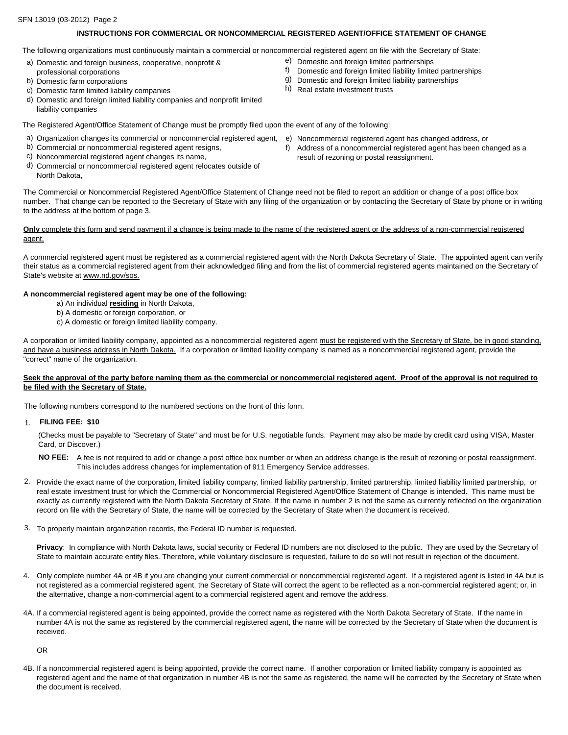## INSTRUCTIONS FOR COMMERCIAL OR NONCOMMERCIAL REGISTERED AGENT/OFFICE STATEMENT OF CHANGE

The following organizations must continuously maintain a commercial or noncommercial registered agent on file with the Secretary of State:

a) Domestic and foreign business, cooperative, nonprofit & professional corporations
b) Domestic farm corporations
c) Domestic farm limited liability companies
d) Domestic and foreign limited liability companies and nonprofit limited liability companies
e) Domestic and foreign limited partnerships
f) Domestic and foreign limited liability limited partnerships
g) Domestic and foreign limited liability partnerships
h) Real estate investment trusts

The Registered Agent/Office Statement of Change must be promptly filed upon the event of any of the following:

a) Organization changes its commercial or noncommercial registered agent,
b) Commercial or noncommercial registered agent resigns,
c) Noncommercial registered agent changes its name,
d) Commercial or noncommercial registered agent relocates outside of North Dakota,
e) Noncommercial registered agent has changed address, or
f) Address of a noncommercial registered agent has been changed as a result of rezoning or postal reassignment.

The Commercial or Noncommercial Registered Agent/Office Statement of Change need not be filed to report an addition or change of a post office box number. That change can be reported to the Secretary of State with any filing of the organization or by contacting the Secretary of State by phone or in writing to the address at the bottom of page 3.

**Only** complete this form and send payment if a change is being made to the name of the registered agent or the address of a non-commercial registered agent.

A commercial registered agent must be registered as a commercial registered agent with the North Dakota Secretary of State. The appointed agent can verify their status as a commercial registered agent from their acknowledged filing and from the list of commercial registered agents maintained on the Secretary of State's website at www.nd.gov/sos.

**A noncommercial registered agent may be one of the following:**

a) An individual **residing** in North Dakota,
b) A domestic or foreign corporation, or
c) A domestic or foreign limited liability company.

A corporation or limited liability company, appointed as a noncommercial registered agent must be registered with the Secretary of State, be in good standing, and have a business address in North Dakota. If a corporation or limited liability company is named as a noncommercial registered agent, provide the "correct" name of the organization.

**Seek the approval of the party before naming them as the commercial or noncommercial registered agent. Proof of the approval is not required to be filed with the Secretary of State.**

The following numbers correspond to the numbered sections on the front of this form.

1. **FILING FEE: $10**

   (Checks must be payable to "Secretary of State" and must be for U.S. negotiable funds. Payment may also be made by credit card using VISA, Master Card, or Discover.)

   **NO FEE:** A fee is not required to add or change a post office box number or when an address change is the result of rezoning or postal reassignment. This includes address changes for implementation of 911 Emergency Service addresses.

2. Provide the exact name of the corporation, limited liability company, limited liability partnership, limited partnership, limited liability limited partnership, or real estate investment trust for which the Commercial or Noncommercial Registered Agent/Office Statement of Change is intended. This name must be exactly as currently registered with the North Dakota Secretary of State. If the name in number 2 is not the same as currently reflected on the organization record on file with the Secretary of State, the name will be corrected by the Secretary of State when the document is received.

3. To properly maintain organization records, the Federal ID number is requested.

   **Privacy**: In compliance with North Dakota laws, social security or Federal ID numbers are not disclosed to the public. They are used by the Secretary of State to maintain accurate entity files. Therefore, while voluntary disclosure is requested, failure to do so will not result in rejection of the document.

4. Only complete number 4A or 4B if you are changing your current commercial or noncommercial registered agent. If a registered agent is listed in 4A but is not registered as a commercial registered agent, the Secretary of State will correct the agent to be reflected as a non-commercial registered agent; or, in the alternative, change a non-commercial agent to a commercial registered agent and remove the address.

4A. If a commercial registered agent is being appointed, provide the correct name as registered with the North Dakota Secretary of State. If the name in number 4A is not the same as registered by the commercial registered agent, the name will be corrected by the Secretary of State when the document is received.

OR

4B. If a noncommercial registered agent is being appointed, provide the correct name. If another corporation or limited liability company is appointed as registered agent and the name of that organization in number 4B is not the same as registered, the name will be corrected by the Secretary of State when the document is received.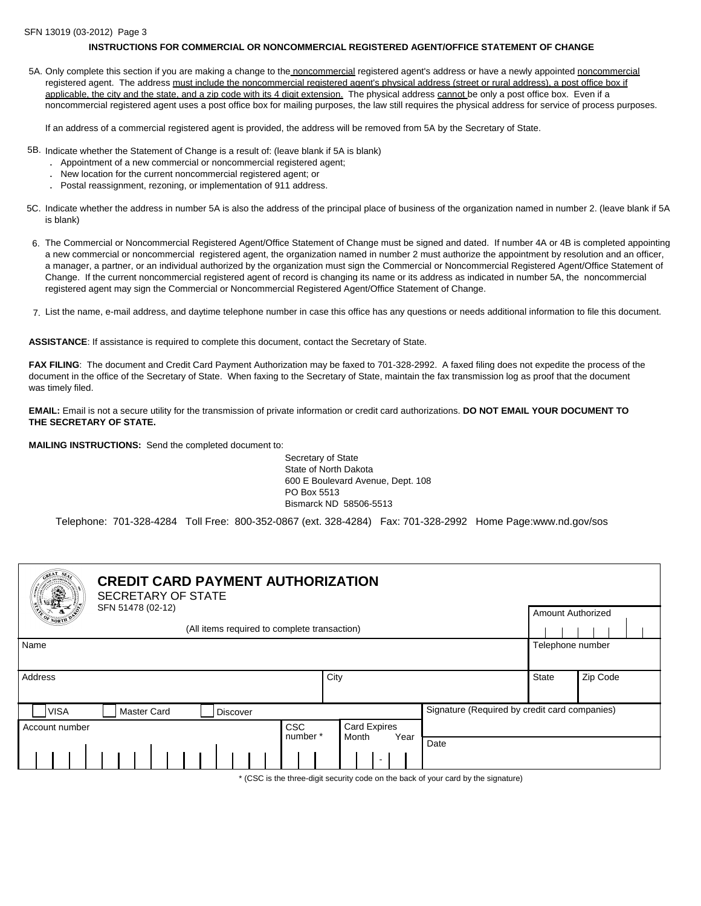SFN 13019 (03-2012) Page 3

## INSTRUCTIONS FOR COMMERCIAL OR NONCOMMERCIAL REGISTERED AGENT/OFFICE STATEMENT OF CHANGE

5A. Only complete this section if you are making a change to the noncommercial registered agent's address or have a newly appointed noncommercial registered agent. The address must include the noncommercial registered agent's physical address (street or rural address), a post office box if applicable, the city and the state, and a zip code with its 4 digit extension. The physical address cannot be only a post office box. Even if a noncommercial registered agent uses a post office box for mailing purposes, the law still requires the physical address for service of process purposes.

If an address of a commercial registered agent is provided, the address will be removed from 5A by the Secretary of State.

5B. Indicate whether the Statement of Change is a result of: (leave blank if 5A is blank)

- Appointment of a new commercial or noncommercial registered agent;
- New location for the current noncommercial registered agent; or
- Postal reassignment, rezoning, or implementation of 911 address.

5C. Indicate whether the address in number 5A is also the address of the principal place of business of the organization named in number 2. (leave blank if 5A is blank)

6. The Commercial or Noncommercial Registered Agent/Office Statement of Change must be signed and dated. If number 4A or 4B is completed appointing a new commercial or noncommercial registered agent, the organization named in number 2 must authorize the appointment by resolution and an officer, a manager, a partner, or an individual authorized by the organization must sign the Commercial or Noncommercial Registered Agent/Office Statement of Change. If the current noncommercial registered agent of record is changing its name or its address as indicated in number 5A, the noncommercial registered agent may sign the Commercial or Noncommercial Registered Agent/Office Statement of Change.

7. List the name, e-mail address, and daytime telephone number in case this office has any questions or needs additional information to file this document.

**ASSISTANCE**: If assistance is required to complete this document, contact the Secretary of State.

**FAX FILING**: The document and Credit Card Payment Authorization may be faxed to 701-328-2992. A faxed filing does not expedite the process of the document in the office of the Secretary of State. When faxing to the Secretary of State, maintain the fax transmission log as proof that the document was timely filed.

**EMAIL:** Email is not a secure utility for the transmission of private information or credit card authorizations. **DO NOT EMAIL YOUR DOCUMENT TO THE SECRETARY OF STATE.**

**MAILING INSTRUCTIONS:** Send the completed document to:

Secretary of State
State of North Dakota
600 E Boulevard Avenue, Dept. 108
PO Box 5513
Bismarck ND 58506-5513

Telephone: 701-328-4284 Toll Free: 800-352-0867 (ext. 328-4284) Fax: 701-328-2992 Home Page:www.nd.gov/sos

## CREDIT CARD PAYMENT AUTHORIZATION

SECRETARY OF STATE
SFN 51478 (02-12)

(All items required to complete transaction)

| | | | | |
|---|---|---|---|---|
| Name | | | | Amount Authorized |
| | | | | Telephone number |
| Address | | City | State | Zip Code |
| ☐ VISA ☐ Master Card ☐ Discover | | | Signature (Required by credit card companies) | |
| Account number | CSC number * | Card Expires Month Year | Date | |

\* (CSC is the three-digit security code on the back of your card by the signature)